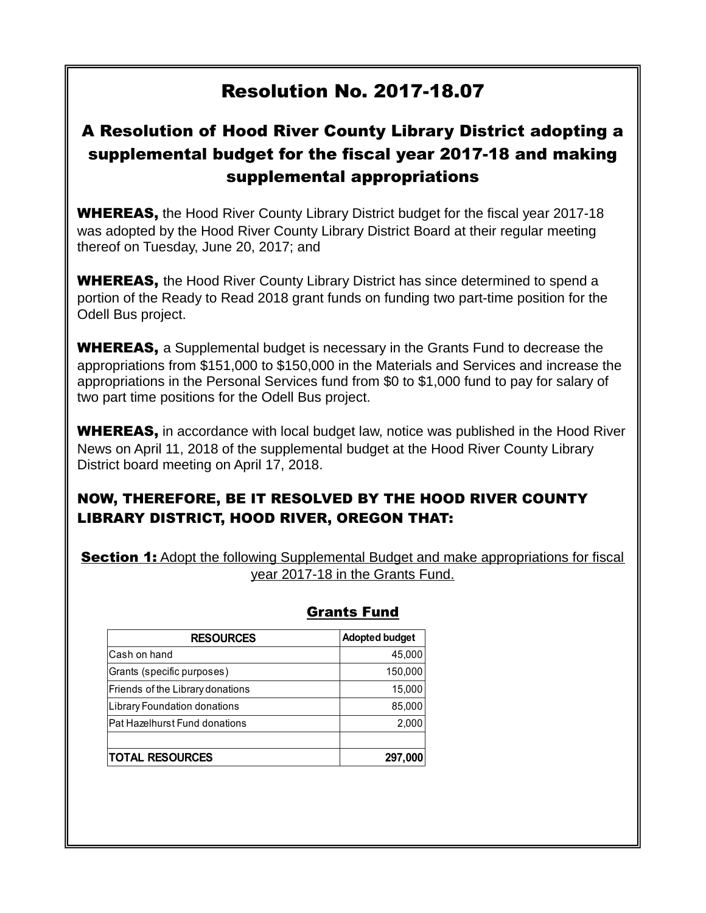# Resolution No. 2017-18.07

## A Resolution of Hood River County Library District adopting a supplemental budget for the fiscal year 2017-18 and making supplemental appropriations

**WHEREAS,** the Hood River County Library District budget for the fiscal year 2017-18 was adopted by the Hood River County Library District Board at their regular meeting thereof on Tuesday, June 20, 2017; and

**WHEREAS,** the Hood River County Library District has since determined to spend a portion of the Ready to Read 2018 grant funds on funding two part-time position for the Odell Bus project.

**WHEREAS,** a Supplemental budget is necessary in the Grants Fund to decrease the appropriations from $151,000 to $150,000 in the Materials and Services and increase the appropriations in the Personal Services fund from $0 to $1,000 fund to pay for salary of two part time positions for the Odell Bus project.

**WHEREAS,** in accordance with local budget law, notice was published in the Hood River News on April 11, 2018 of the supplemental budget at the Hood River County Library District board meeting on April 17, 2018.

### NOW, THEREFORE, BE IT RESOLVED BY THE HOOD RIVER COUNTY LIBRARY DISTRICT, HOOD RIVER, OREGON THAT:

**Section 1:** Adopt the following Supplemental Budget and make appropriations for fiscal year 2017-18 in the Grants Fund.

### Grants Fund

| RESOURCES | Adopted budget |
|---|---:|
| Cash on hand | 45,000 |
| Grants (specific purposes) | 150,000 |
| Friends of the Library donations | 15,000 |
| Library Foundation donations | 85,000 |
| Pat Hazelhurst Fund donations | 2,000 |
| | |
| **TOTAL RESOURCES** | **297,000** |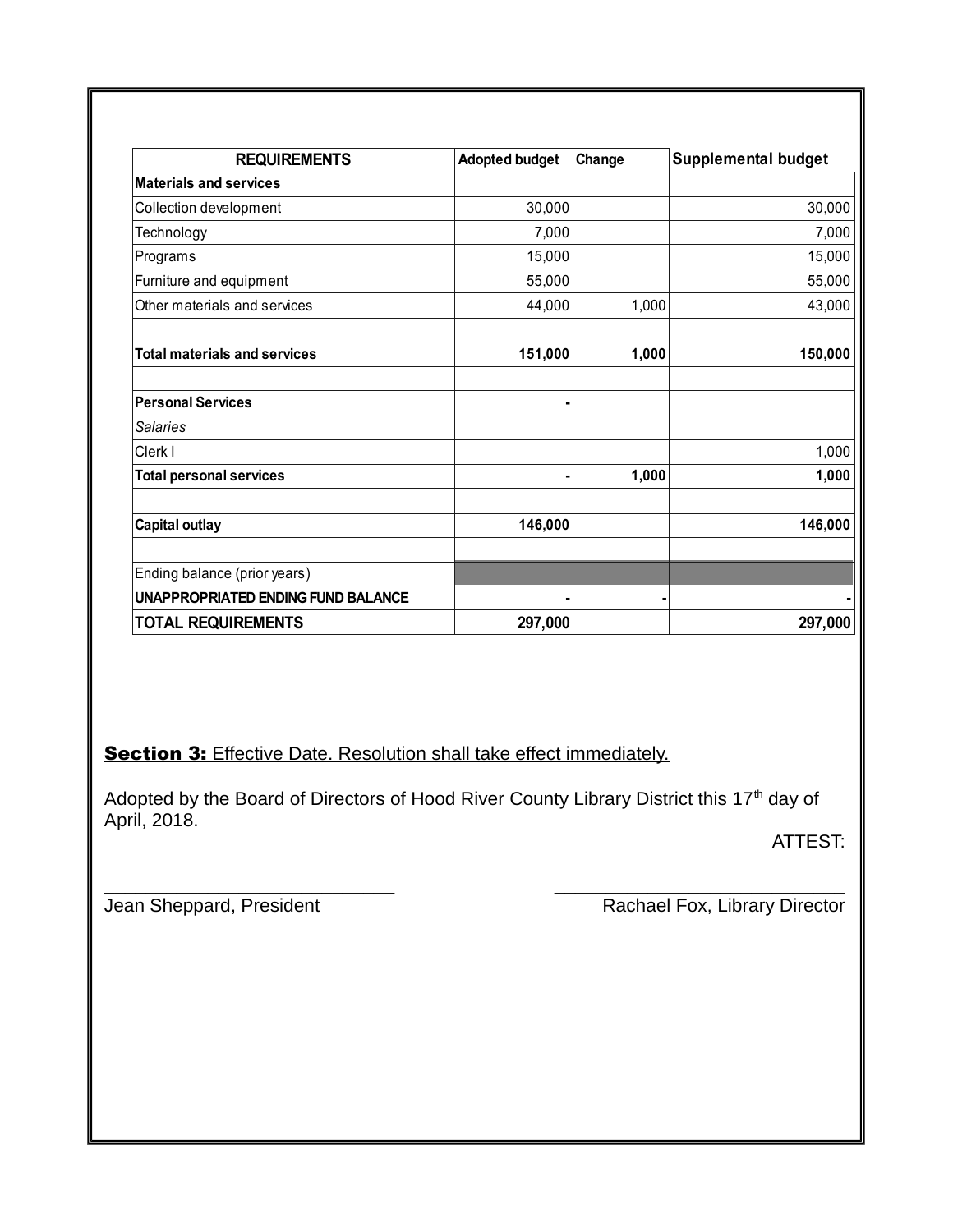| REQUIREMENTS | Adopted budget | Change | Supplemental budget |
|---|---|---|---|
| **Materials and services** | | | |
| Collection development | 30,000 | | 30,000 |
| Technology | 7,000 | | 7,000 |
| Programs | 15,000 | | 15,000 |
| Furniture and equipment | 55,000 | | 55,000 |
| Other materials and services | 44,000 | 1,000 | 43,000 |
| | | | |
| **Total materials and services** | **151,000** | **1,000** | **150,000** |
| | | | |
| **Personal Services** | **-** | | |
| *Salaries* | | | |
| Clerk I | | | 1,000 |
| **Total personal services** | **-** | **1,000** | **1,000** |
| | | | |
| **Capital outlay** | **146,000** | | **146,000** |
| | | | |
| Ending balance (prior years) | | | |
| **UNAPPROPRIATED ENDING FUND BALANCE** | **-** | **-** | **-** |
| **TOTAL REQUIREMENTS** | **297,000** | | **297,000** |

**Section 3:** Effective Date. Resolution shall take effect immediately.

Adopted by the Board of Directors of Hood River County Library District this 17th day of April, 2018.

ATTEST:

\_\_\_\_\_\_\_\_\_\_\_\_\_\_\_\_\_\_\_\_\_\_\_\_\_\_\_\_
Jean Sheppard, President

\_\_\_\_\_\_\_\_\_\_\_\_\_\_\_\_\_\_\_\_\_\_\_\_\_\_\_\_
Rachael Fox, Library Director